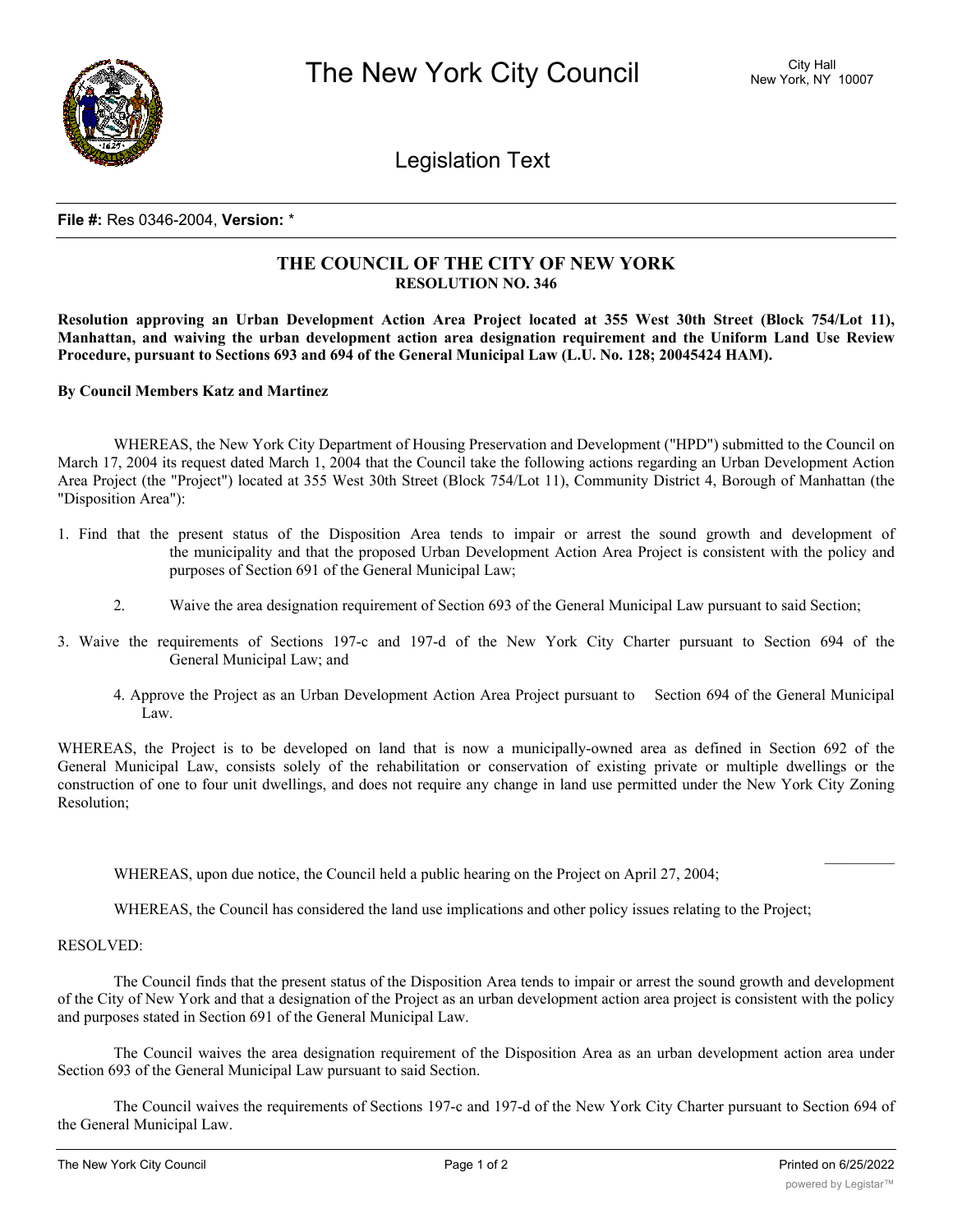# The New York City Council

City Hall
New York, NY 10007

## Legislation Text

**File #:** Res 0346-2004, **Version:** *

## THE COUNCIL OF THE CITY OF NEW YORK
### RESOLUTION NO. 346

**Resolution approving an Urban Development Action Area Project located at 355 West 30th Street (Block 754/Lot 11), Manhattan, and waiving the urban development action area designation requirement and the Uniform Land Use Review Procedure, pursuant to Sections 693 and 694 of the General Municipal Law (L.U. No. 128; 20045424 HAM).**

**By Council Members Katz and Martinez**

WHEREAS, the New York City Department of Housing Preservation and Development ("HPD") submitted to the Council on March 17, 2004 its request dated March 1, 2004 that the Council take the following actions regarding an Urban Development Action Area Project (the "Project") located at 355 West 30th Street (Block 754/Lot 11), Community District 4, Borough of Manhattan (the "Disposition Area"):

1. Find that the present status of the Disposition Area tends to impair or arrest the sound growth and development of the municipality and that the proposed Urban Development Action Area Project is consistent with the policy and purposes of Section 691 of the General Municipal Law;
2. Waive the area designation requirement of Section 693 of the General Municipal Law pursuant to said Section;
3. Waive the requirements of Sections 197-c and 197-d of the New York City Charter pursuant to Section 694 of the General Municipal Law; and
4. Approve the Project as an Urban Development Action Area Project pursuant to Section 694 of the General Municipal Law.

WHEREAS, the Project is to be developed on land that is now a municipally-owned area as defined in Section 692 of the General Municipal Law, consists solely of the rehabilitation or conservation of existing private or multiple dwellings or the construction of one to four unit dwellings, and does not require any change in land use permitted under the New York City Zoning Resolution;

WHEREAS, upon due notice, the Council held a public hearing on the Project on April 27, 2004;

WHEREAS, the Council has considered the land use implications and other policy issues relating to the Project;

RESOLVED:

The Council finds that the present status of the Disposition Area tends to impair or arrest the sound growth and development of the City of New York and that a designation of the Project as an urban development action area project is consistent with the policy and purposes stated in Section 691 of the General Municipal Law.

The Council waives the area designation requirement of the Disposition Area as an urban development action area under Section 693 of the General Municipal Law pursuant to said Section.

The Council waives the requirements of Sections 197-c and 197-d of the New York City Charter pursuant to Section 694 of the General Municipal Law.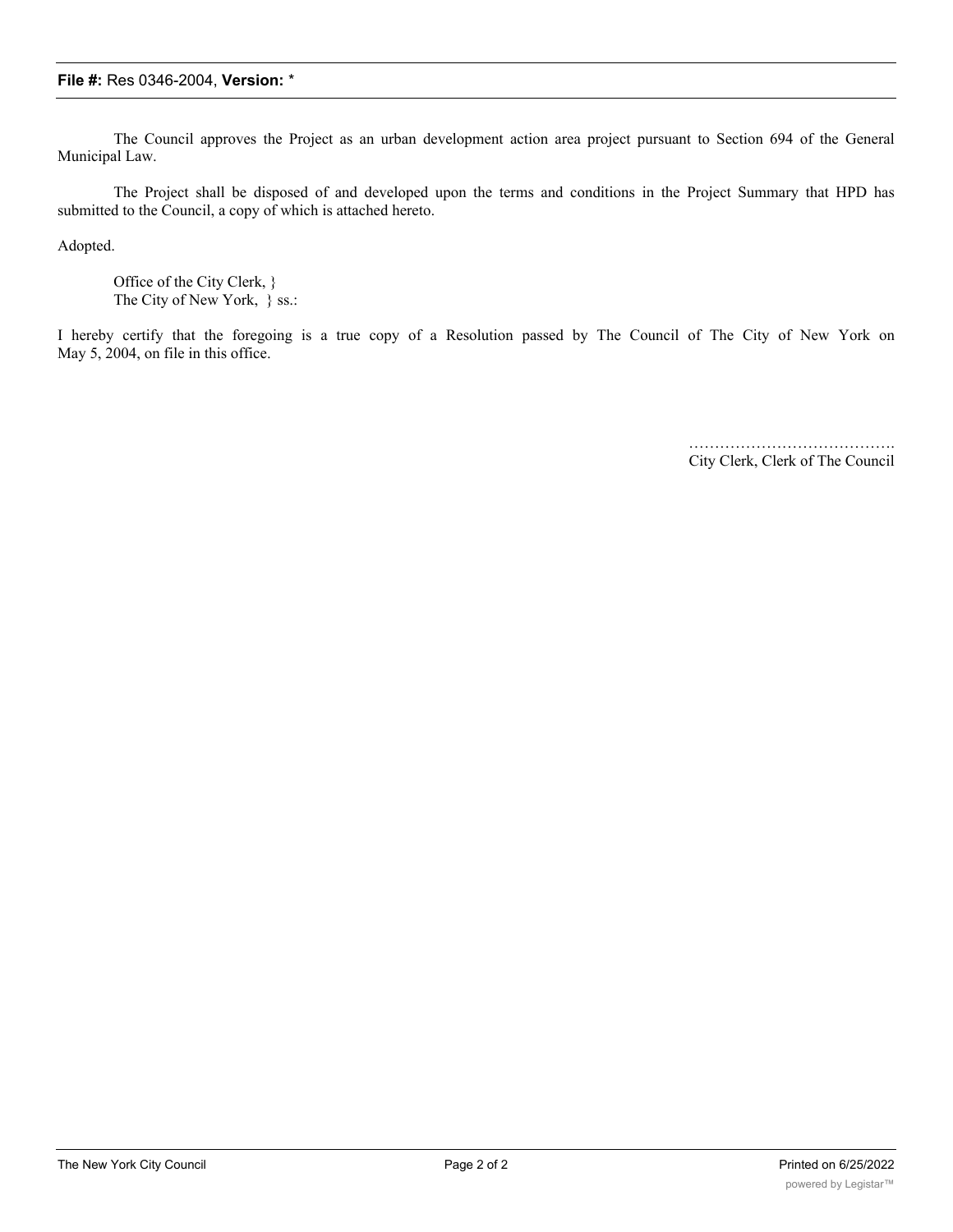The Council approves the Project as an urban development action area project pursuant to Section 694 of the General Municipal Law.

The Project shall be disposed of and developed upon the terms and conditions in the Project Summary that HPD has submitted to the Council, a copy of which is attached hereto.

Adopted.

Office of the City Clerk, }
The City of New York, } ss.:

I hereby certify that the foregoing is a true copy of a Resolution passed by The Council of The City of New York on May 5, 2004, on file in this office.

………………………………….
City Clerk, Clerk of The Council